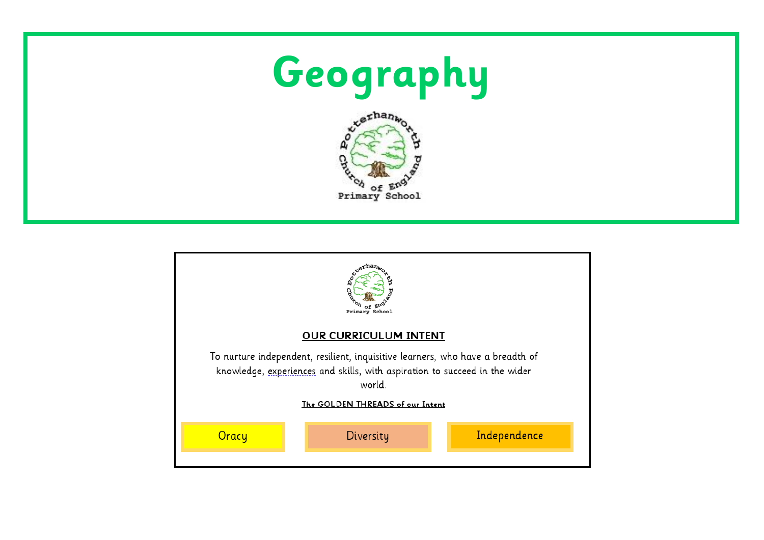# Geography

Potterhanworth Church of England Primary School

Potterhanworth Church of England Primary School

## OUR CURRICULUM INTENT

To nurture independent, resilient, inquisitive learners, who have a breadth of knowledge, experiences and skills, with aspiration to succeed in the wider world.

**The GOLDEN THREADS of our Intent**

Oracy

Diversity

Independence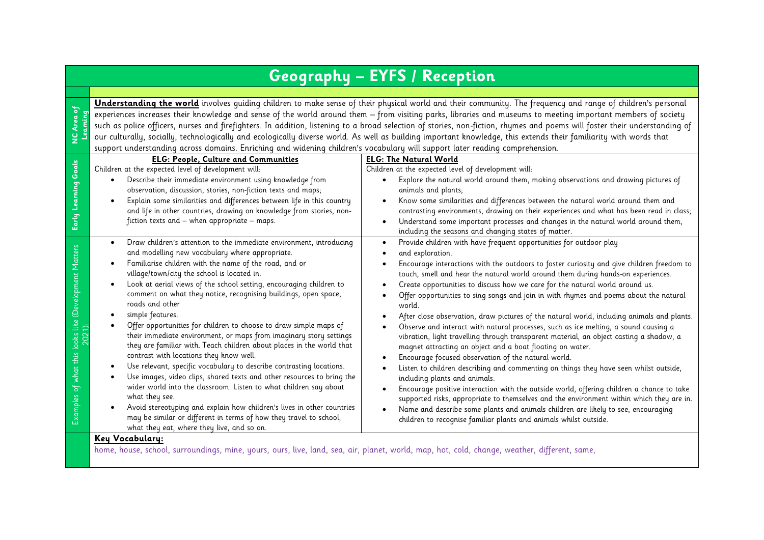# Geography – EYFS / Reception

| | | |
|---|---|---|
| **NC Area of Learning** | **Understanding the world** involves guiding children to make sense of their physical world and their community. The frequency and range of children's personal experiences increases their knowledge and sense of the world around them – from visiting parks, libraries and museums to meeting important members of society such as police officers, nurses and firefighters. In addition, listening to a broad selection of stories, non-fiction, rhymes and poems will foster their understanding of our culturally, socially, technologically and ecologically diverse world. As well as building important knowledge, this extends their familiarity with words that support understanding across domains. Enriching and widening children's vocabulary will support later reading comprehension. | |
| **Early Learning Goals** | **ELG: People, Culture and Communities**<br>Children at the expected level of development will:<br>• Describe their immediate environment using knowledge from observation, discussion, stories, non-fiction texts and maps;<br>• Explain some similarities and differences between life in this country and life in other countries, drawing on knowledge from stories, non-fiction texts and – when appropriate – maps. | **ELG: The Natural World**<br>Children at the expected level of development will:<br>• Explore the natural world around them, making observations and drawing pictures of animals and plants;<br>• Know some similarities and differences between the natural world around them and contrasting environments, drawing on their experiences and what has been read in class;<br>• Understand some important processes and changes in the natural world around them, including the seasons and changing states of matter. |
| Examples of what this looks like (Development Matters 2021): | • Draw children's attention to the immediate environment, introducing and modelling new vocabulary where appropriate.<br>• Familiarise children with the name of the road, and or village/town/city the school is located in.<br>• Look at aerial views of the school setting, encouraging children to comment on what they notice, recognising buildings, open space, roads and other<br>• simple features.<br>• Offer opportunities for children to choose to draw simple maps of their immediate environment, or maps from imaginary story settings they are familiar with. Teach children about places in the world that contrast with locations they know well.<br>• Use relevant, specific vocabulary to describe contrasting locations.<br>• Use images, video clips, shared texts and other resources to bring the wider world into the classroom. Listen to what children say about what they see.<br>• Avoid stereotyping and explain how children's lives in other countries may be similar or different in terms of how they travel to school, what they eat, where they live, and so on. | • Provide children with have frequent opportunities for outdoor play<br>• and exploration.<br>• Encourage interactions with the outdoors to foster curiosity and give children freedom to touch, smell and hear the natural world around them during hands-on experiences.<br>• Create opportunities to discuss how we care for the natural world around us.<br>• Offer opportunities to sing songs and join in with rhymes and poems about the natural world.<br>• After close observation, draw pictures of the natural world, including animals and plants.<br>• Observe and interact with natural processes, such as ice melting, a sound causing a vibration, light travelling through transparent material, an object casting a shadow, a magnet attracting an object and a boat floating on water.<br>• Encourage focused observation of the natural world.<br>• Listen to children describing and commenting on things they have seen whilst outside, including plants and animals.<br>• Encourage positive interaction with the outside world, offering children a chance to take supported risks, appropriate to themselves and the environment within which they are in.<br>• Name and describe some plants and animals children are likely to see, encouraging children to recognise familiar plants and animals whilst outside. |
| | **Key Vocabulary:**<br>home, house, school, surroundings, mine, yours, ours, live, land, sea, air, planet, world, map, hot, cold, change, weather, different, same, | |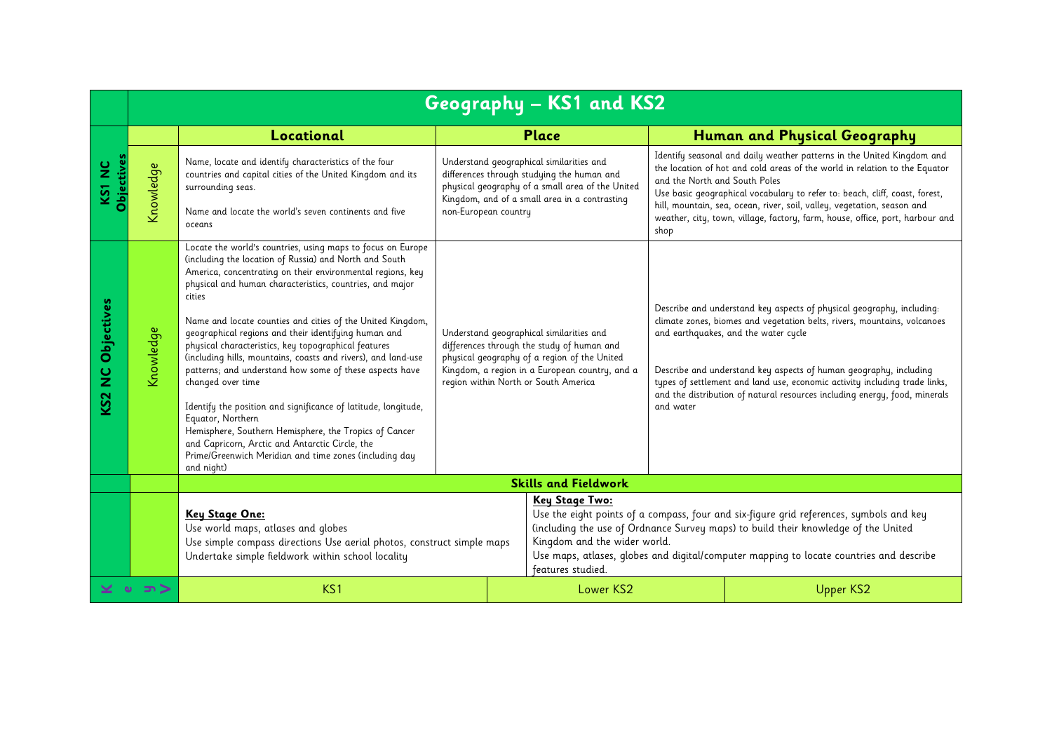# Geography – KS1 and KS2

| | | Locational | Place | Human and Physical Geography |
|---|---|---|---|---|
| **KS1 NC Objectives** | Knowledge | Name, locate and identify characteristics of the four countries and capital cities of the United Kingdom and its surrounding seas.<br><br>Name and locate the world's seven continents and five oceans | Understand geographical similarities and differences through studying the human and physical geography of a small area of the United Kingdom, and of a small area in a contrasting non-European country | Identify seasonal and daily weather patterns in the United Kingdom and the location of hot and cold areas of the world in relation to the Equator and the North and South Poles<br>Use basic geographical vocabulary to refer to: beach, cliff, coast, forest, hill, mountain, sea, ocean, river, soil, valley, vegetation, season and weather, city, town, village, factory, farm, house, office, port, harbour and shop |
| **KS2 NC Objectives** | Knowledge | Locate the world's countries, using maps to focus on Europe (including the location of Russia) and North and South America, concentrating on their environmental regions, key physical and human characteristics, countries, and major cities<br><br>Name and locate counties and cities of the United Kingdom, geographical regions and their identifying human and physical characteristics, key topographical features (including hills, mountains, coasts and rivers), and land-use patterns; and understand how some of these aspects have changed over time<br><br>Identify the position and significance of latitude, longitude, Equator, Northern Hemisphere, Southern Hemisphere, the Tropics of Cancer and Capricorn, Arctic and Antarctic Circle, the Prime/Greenwich Meridian and time zones (including day and night) | Understand geographical similarities and differences through the study of human and physical geography of a region of the United Kingdom, a region in a European country, and a region within North or South America | Describe and understand key aspects of physical geography, including: climate zones, biomes and vegetation belts, rivers, mountains, volcanoes and earthquakes, and the water cycle<br><br>Describe and understand key aspects of human geography, including types of settlement and land use, economic activity including trade links, and the distribution of natural resources including energy, food, minerals and water |

## Skills and Fieldwork

| Key Stage One | Key Stage Two |
|---|---|
| **Key Stage One:**<br>Use world maps, atlases and globes<br>Use simple compass directions Use aerial photos, construct simple maps<br>Undertake simple fieldwork within school locality | **Key Stage Two:**<br>Use the eight points of a compass, four and six-figure grid references, symbols and key (including the use of Ordnance Survey maps) to build their knowledge of the United Kingdom and the wider world.<br>Use maps, atlases, globes and digital/computer mapping to locate countries and describe features studied. |

**Key**

| KS1 | Lower KS2 | Upper KS2 |
|---|---|---|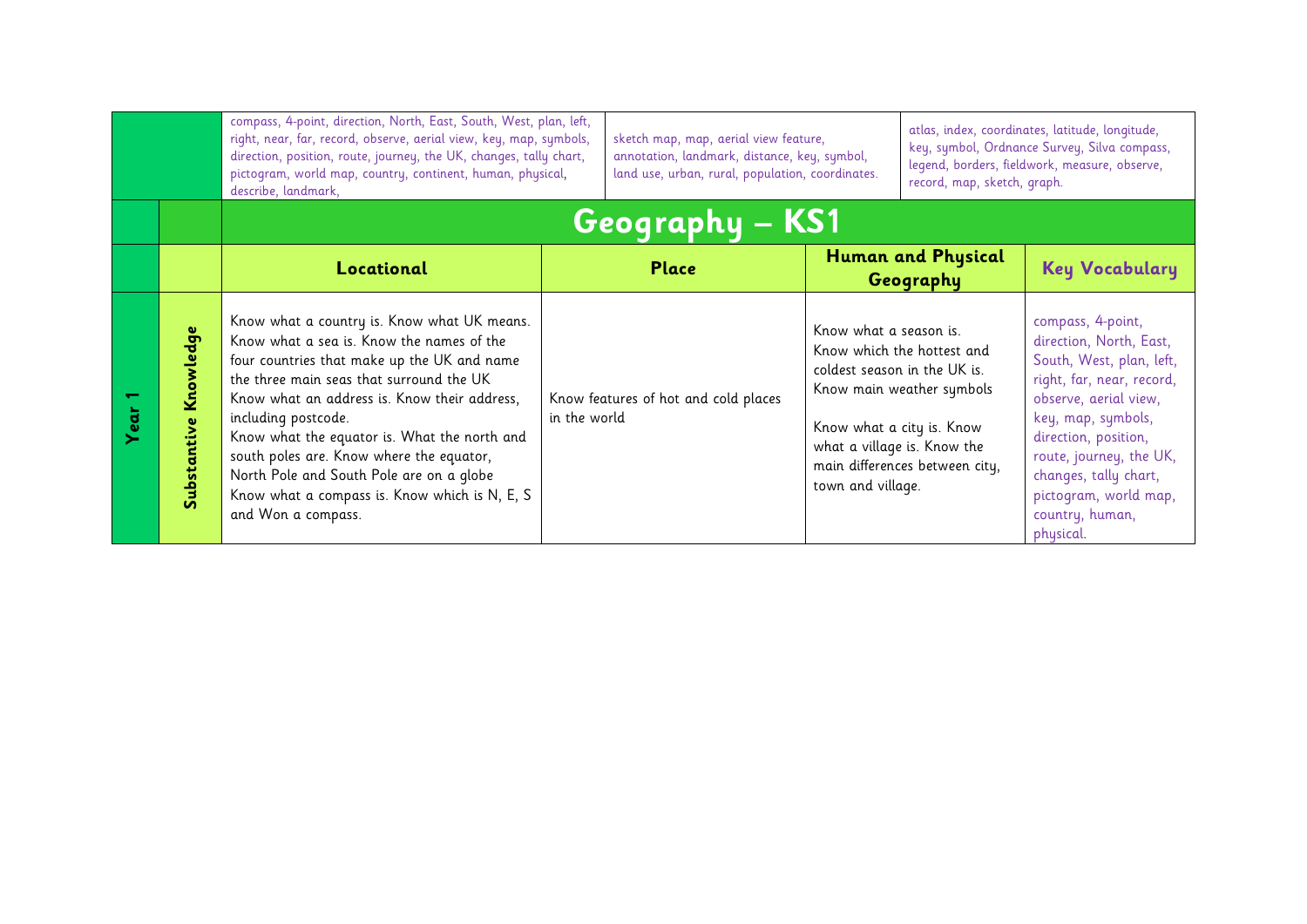| | | compass, 4-point, direction, North, East, South, West, plan, left, right, near, far, record, observe, aerial view, key, map, symbols, direction, position, route, journey, the UK, changes, tally chart, pictogram, world map, country, continent, human, physical, describe, landmark, | sketch map, map, aerial view feature, annotation, landmark, distance, key, symbol, land use, urban, rural, population, coordinates. | atlas, index, coordinates, latitude, longitude, key, symbol, Ordnance Survey, Silva compass, legend, borders, fieldwork, measure, observe, record, map, sketch, graph. | |
|---|---|---|---|---|---|
| | | **Geography – KS1** | | | |
| | | **Locational** | **Place** | **Human and Physical Geography** | **Key Vocabulary** |
| **Year 1** | **Substantive Knowledge** | Know what a country is. Know what UK means. Know what a sea is. Know the names of the four countries that make up the UK and name the three main seas that surround the UK Know what an address is. Know their address, including postcode. Know what the equator is. What the north and south poles are. Know where the equator, North Pole and South Pole are on a globe Know what a compass is. Know which is N, E, S and Won a compass. | Know features of hot and cold places in the world | Know what a season is. Know which the hottest and coldest season in the UK is. Know main weather symbols<br><br>Know what a city is. Know what a village is. Know the main differences between city, town and village. | compass, 4-point, direction, North, East, South, West, plan, left, right, far, near, record, observe, aerial view, key, map, symbols, direction, position, route, journey, the UK, changes, tally chart, pictogram, world map, country, human, physical. |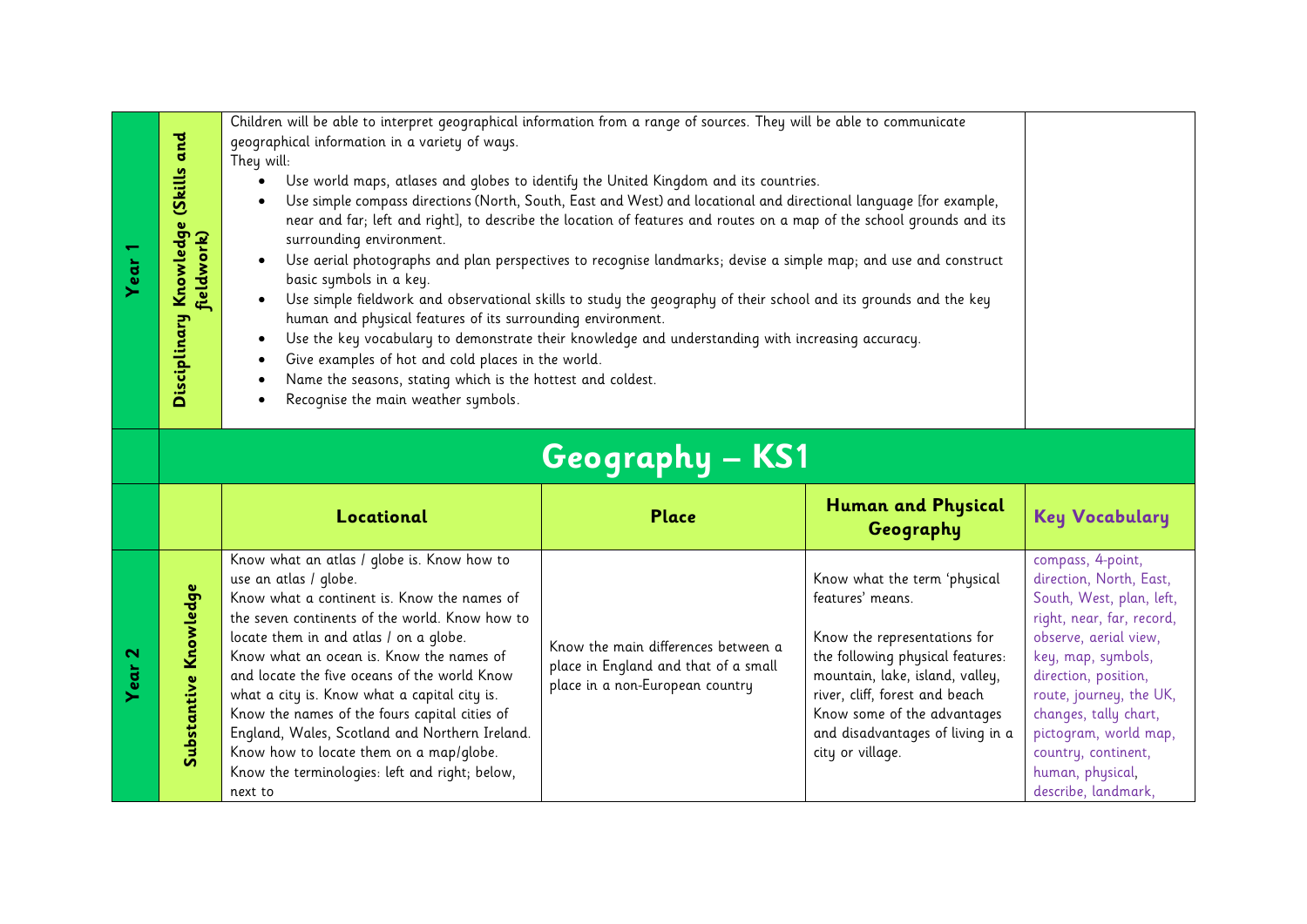| Year 1 | Disciplinary Knowledge (Skills and fieldwork) | Children will be able to interpret geographical information from a range of sources. They will be able to communicate geographical information in a variety of ways.<br>They will:<br>• Use world maps, atlases and globes to identify the United Kingdom and its countries.<br>• Use simple compass directions (North, South, East and West) and locational and directional language [for example, near and far; left and right], to describe the location of features and routes on a map of the school grounds and its surrounding environment.<br>• Use aerial photographs and plan perspectives to recognise landmarks; devise a simple map; and use and construct basic symbols in a key.<br>• Use simple fieldwork and observational skills to study the geography of their school and its grounds and the key human and physical features of its surrounding environment.<br>• Use the key vocabulary to demonstrate their knowledge and understanding with increasing accuracy.<br>• Give examples of hot and cold places in the world.<br>• Name the seasons, stating which is the hottest and coldest.<br>• Recognise the main weather symbols. | | | |
|---|---|---|---|---|---|

# Geography – KS1

| | | Locational | Place | Human and Physical Geography | Key Vocabulary |
|---|---|---|---|---|---|
| Year 2 | Substantive Knowledge | Know what an atlas / globe is. Know how to use an atlas / globe.<br>Know what a continent is. Know the names of the seven continents of the world. Know how to locate them in and atlas / on a globe.<br>Know what an ocean is. Know the names of and locate the five oceans of the world Know what a city is. Know what a capital city is. Know the names of the fours capital cities of England, Wales, Scotland and Northern Ireland. Know how to locate them on a map/globe.<br>Know the terminologies: left and right; below, next to | Know the main differences between a place in England and that of a small place in a non-European country | Know what the term 'physical features' means.<br><br>Know the representations for the following physical features: mountain, lake, island, valley, river, cliff, forest and beach<br>Know some of the advantages and disadvantages of living in a city or village. | compass, 4-point, direction, North, East, South, West, plan, left, right, near, far, record, observe, aerial view, key, map, symbols, direction, position, route, journey, the UK, changes, tally chart, pictogram, world map, country, continent, human, physical, describe, landmark, |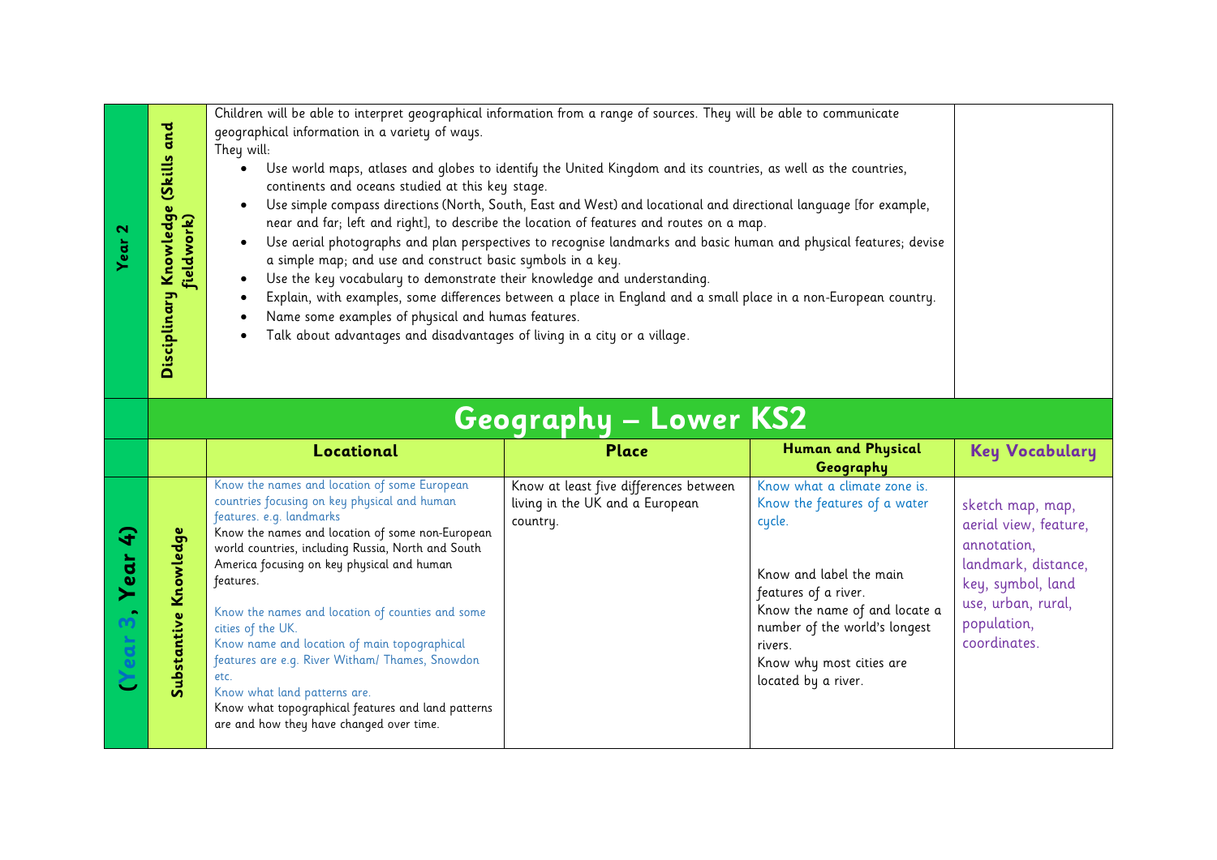| Year 2 | Disciplinary Knowledge (Skills and fieldwork) | Children will be able to interpret geographical information from a range of sources. They will be able to communicate geographical information in a variety of ways.<br>They will:<br>• Use world maps, atlases and globes to identify the United Kingdom and its countries, as well as the countries, continents and oceans studied at this key stage.<br>• Use simple compass directions (North, South, East and West) and locational and directional language [for example, near and far; left and right], to describe the location of features and routes on a map.<br>• Use aerial photographs and plan perspectives to recognise landmarks and basic human and physical features; devise a simple map; and use and construct basic symbols in a key.<br>• Use the key vocabulary to demonstrate their knowledge and understanding.<br>• Explain, with examples, some differences between a place in England and a small place in a non-European country.<br>• Name some examples of physical and humas features.<br>• Talk about advantages and disadvantages of living in a city or a village. | | | |
|---|---|---|---|---|---|

## Geography – Lower KS2

| | | Locational | Place | Human and Physical Geography | Key Vocabulary |
|---|---|---|---|---|---|
| (Year 3, Year 4) | Substantive Knowledge | Know the names and location of some European countries focusing on key physical and human features. e.g. landmarks<br>Know the names and location of some non-European world countries, including Russia, North and South America focusing on key physical and human features.<br><br>Know the names and location of counties and some cities of the UK.<br>Know name and location of main topographical features are e.g. River Witham/ Thames, Snowdon etc.<br>Know what land patterns are.<br>Know what topographical features and land patterns are and how they have changed over time. | Know at least five differences between living in the UK and a European country. | Know what a climate zone is.<br>Know the features of a water cycle.<br><br>Know and label the main features of a river.<br>Know the name of and locate a number of the world's longest rivers.<br>Know why most cities are located by a river. | sketch map, map, aerial view, feature, annotation, landmark, distance, key, symbol, land use, urban, rural, population, coordinates. |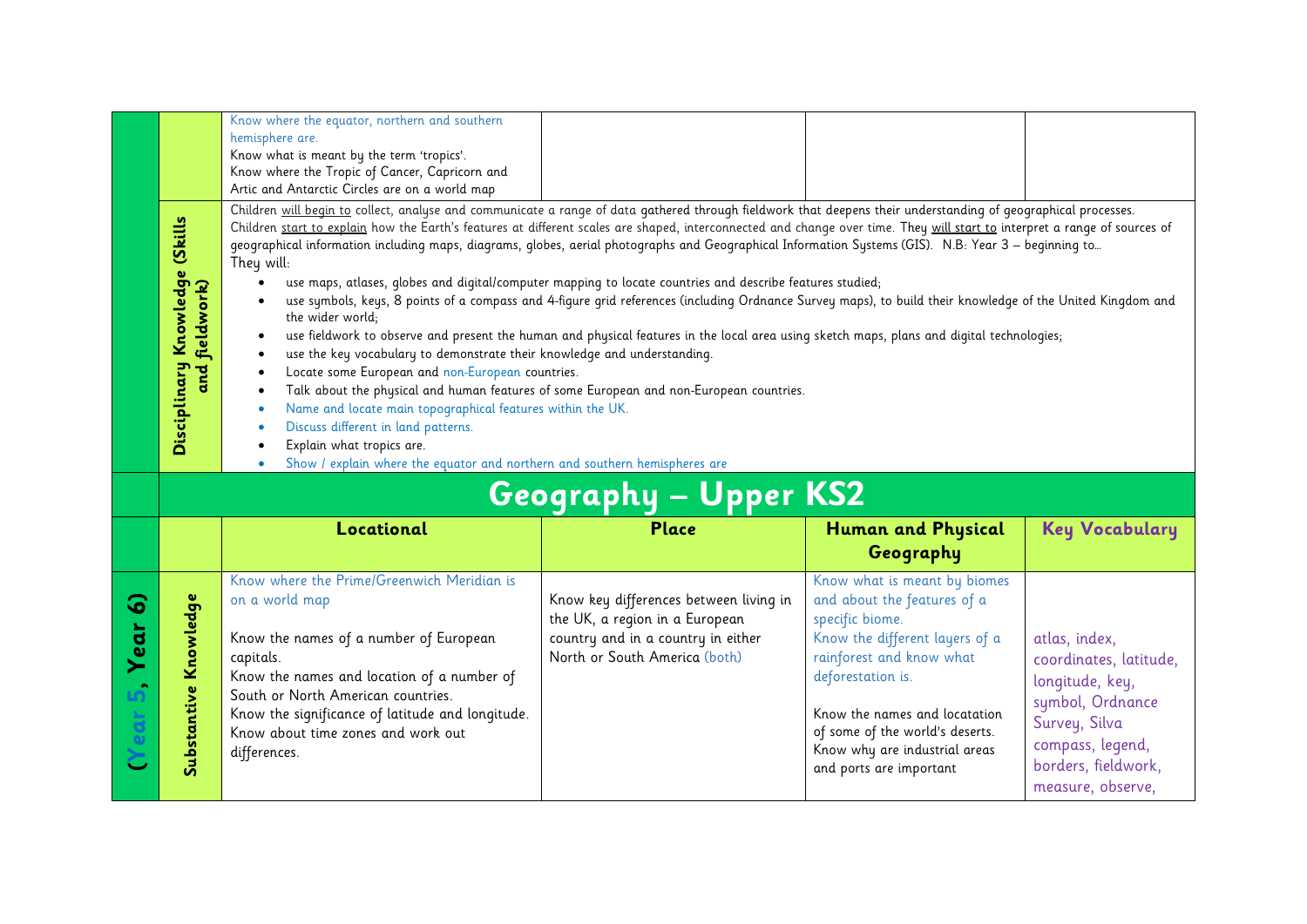| | | | | | |
|---|---|---|---|---|---|
| | | Know where the equator, northern and southern hemisphere are.<br>Know what is meant by the term 'tropics'.<br>Know where the Tropic of Cancer, Capricorn and Artic and Antarctic Circles are on a world map | | | |
| | **Disciplinary Knowledge (Skills and fieldwork)** | Children will begin to collect, analyse and communicate a range of data gathered through fieldwork that deepens their understanding of geographical processes.<br>Children start to explain how the Earth's features at different scales are shaped, interconnected and change over time. They will start to interpret a range of sources of geographical information including maps, diagrams, globes, aerial photographs and Geographical Information Systems (GIS). N.B: Year 3 – beginning to…<br>They will:<br>• use maps, atlases, globes and digital/computer mapping to locate countries and describe features studied;<br>• use symbols, keys, 8 points of a compass and 4-figure grid references (including Ordnance Survey maps), to build their knowledge of the United Kingdom and the wider world;<br>• use fieldwork to observe and present the human and physical features in the local area using sketch maps, plans and digital technologies;<br>• use the key vocabulary to demonstrate their knowledge and understanding.<br>• Locate some European and non-European countries.<br>• Talk about the physical and human features of some European and non-European countries.<br>• Name and locate main topographical features within the UK.<br>• Discuss different in land patterns.<br>• Explain what tropics are.<br>• Show / explain where the equator and northern and southern hemispheres are | | | |

## Geography – Upper KS2

| | | **Locational** | **Place** | **Human and Physical Geography** | **Key Vocabulary** |
|---|---|---|---|---|---|
| **(Year 5, Year 6)** | **Substantive Knowledge** | Know where the Prime/Greenwich Meridian is on a world map<br><br>Know the names of a number of European capitals.<br>Know the names and location of a number of South or North American countries.<br>Know the significance of latitude and longitude.<br>Know about time zones and work out differences. | Know key differences between living in the UK, a region in a European country and in a country in either North or South America (both) | Know what is meant by biomes and about the features of a specific biome.<br>Know the different layers of a rainforest and know what deforestation is.<br><br>Know the names and locatation of some of the world's deserts.<br>Know why are industrial areas and ports are important | atlas, index, coordinates, latitude, longitude, key, symbol, Ordnance Survey, Silva compass, legend, borders, fieldwork, measure, observe, |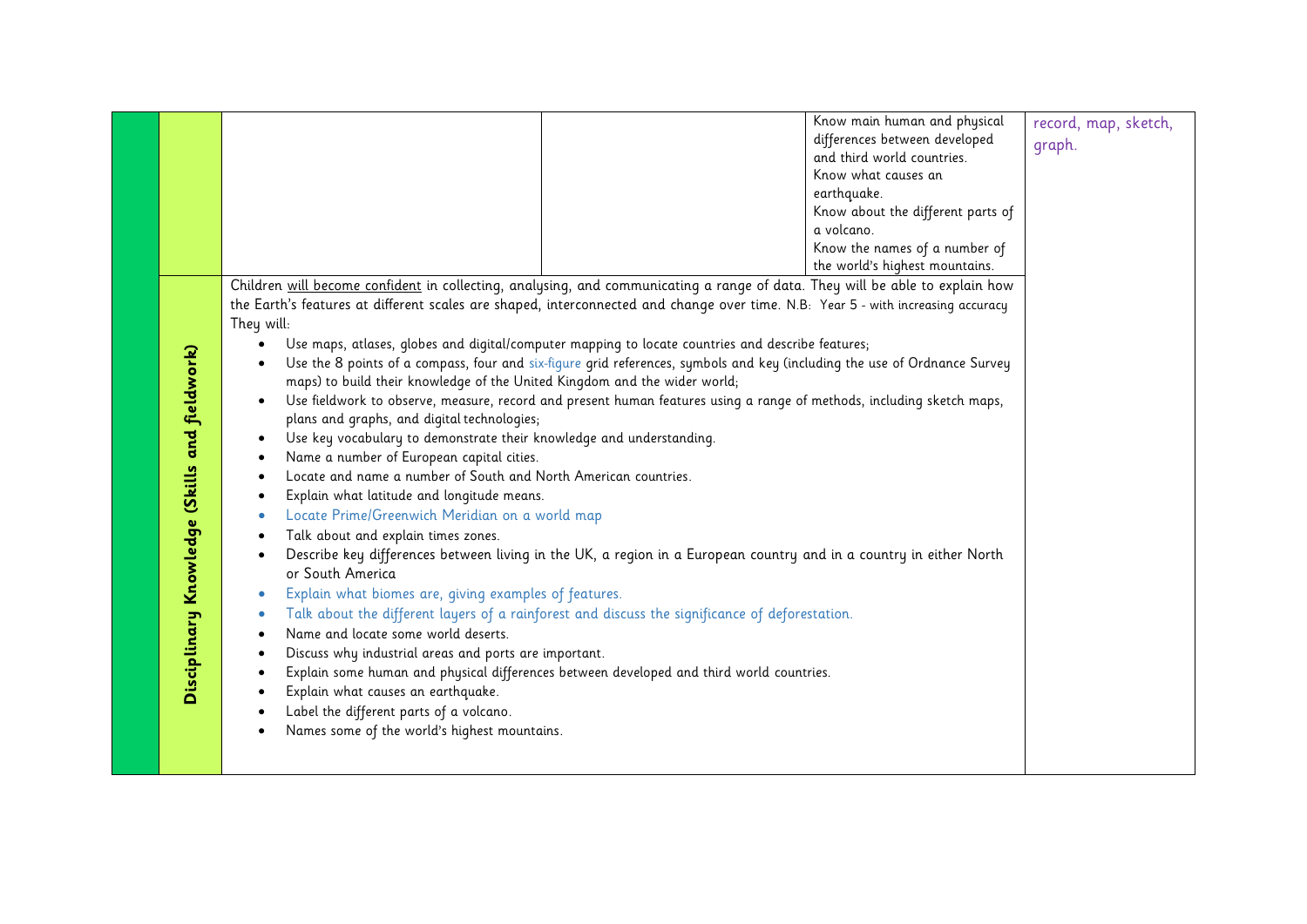| | | | | | |
|---|---|---|---|---|---|
| | | | | Know main human and physical differences between developed and third world countries.<br>Know what causes an earthquake.<br>Know about the different parts of a volcano.<br>Know the names of a number of the world's highest mountains. | record, map, sketch, graph. |
| | **Disciplinary Knowledge (Skills and fieldwork)** | Children will become confident in collecting, analysing, and communicating a range of data. They will be able to explain how the Earth's features at different scales are shaped, interconnected and change over time. N.B: Year 5 - with increasing accuracy<br>They will:<br>• Use maps, atlases, globes and digital/computer mapping to locate countries and describe features;<br>• Use the 8 points of a compass, four and six-figure grid references, symbols and key (including the use of Ordnance Survey maps) to build their knowledge of the United Kingdom and the wider world;<br>• Use fieldwork to observe, measure, record and present human features using a range of methods, including sketch maps, plans and graphs, and digital technologies;<br>• Use key vocabulary to demonstrate their knowledge and understanding.<br>• Name a number of European capital cities.<br>• Locate and name a number of South and North American countries.<br>• Explain what latitude and longitude means.<br>• Locate Prime/Greenwich Meridian on a world map<br>• Talk about and explain times zones.<br>• Describe key differences between living in the UK, a region in a European country and in a country in either North or South America<br>• Explain what biomes are, giving examples of features.<br>• Talk about the different layers of a rainforest and discuss the significance of deforestation.<br>• Name and locate some world deserts.<br>• Discuss why industrial areas and ports are important.<br>• Explain some human and physical differences between developed and third world countries.<br>• Explain what causes an earthquake.<br>• Label the different parts of a volcano.<br>• Names some of the world's highest mountains. | | | |